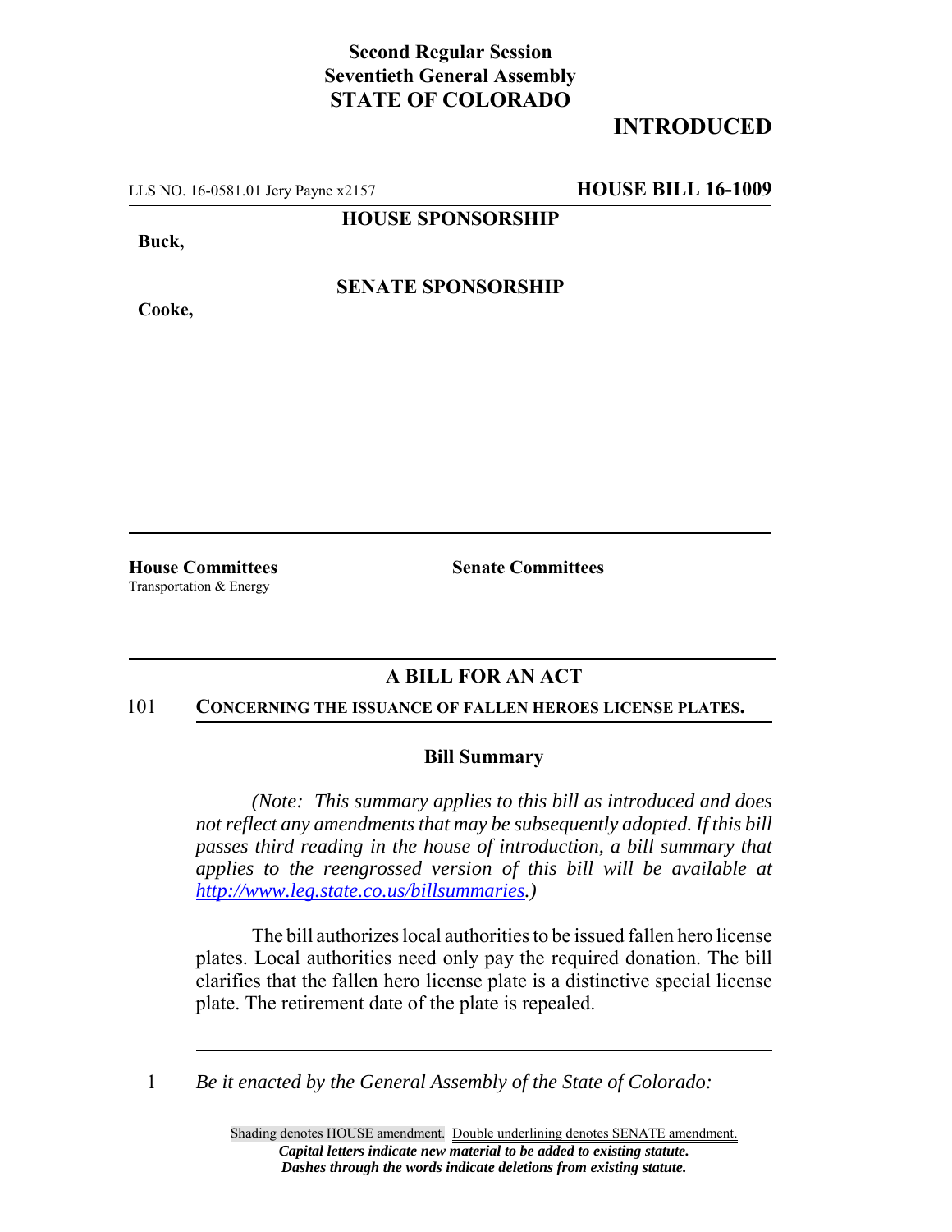**Second Regular Session**
**Seventieth General Assembly**
**STATE OF COLORADO**

# INTRODUCED

LLS NO. 16-0581.01 Jery Payne x2157 **HOUSE BILL 16-1009**

**HOUSE SPONSORSHIP**

**Buck,**

**SENATE SPONSORSHIP**

**Cooke,**

**House Committees**
Transportation & Energy

**Senate Committees**

## A BILL FOR AN ACT

101 **CONCERNING THE ISSUANCE OF FALLEN HEROES LICENSE PLATES.**

### Bill Summary

*(Note: This summary applies to this bill as introduced and does not reflect any amendments that may be subsequently adopted. If this bill passes third reading in the house of introduction, a bill summary that applies to the reengrossed version of this bill will be available at http://www.leg.state.co.us/billsummaries.)*

The bill authorizes local authorities to be issued fallen hero license plates. Local authorities need only pay the required donation. The bill clarifies that the fallen hero license plate is a distinctive special license plate. The retirement date of the plate is repealed.

1 *Be it enacted by the General Assembly of the State of Colorado:*

Shading denotes HOUSE amendment. Double underlining denotes SENATE amendment.
***Capital letters indicate new material to be added to existing statute.***
***Dashes through the words indicate deletions from existing statute.***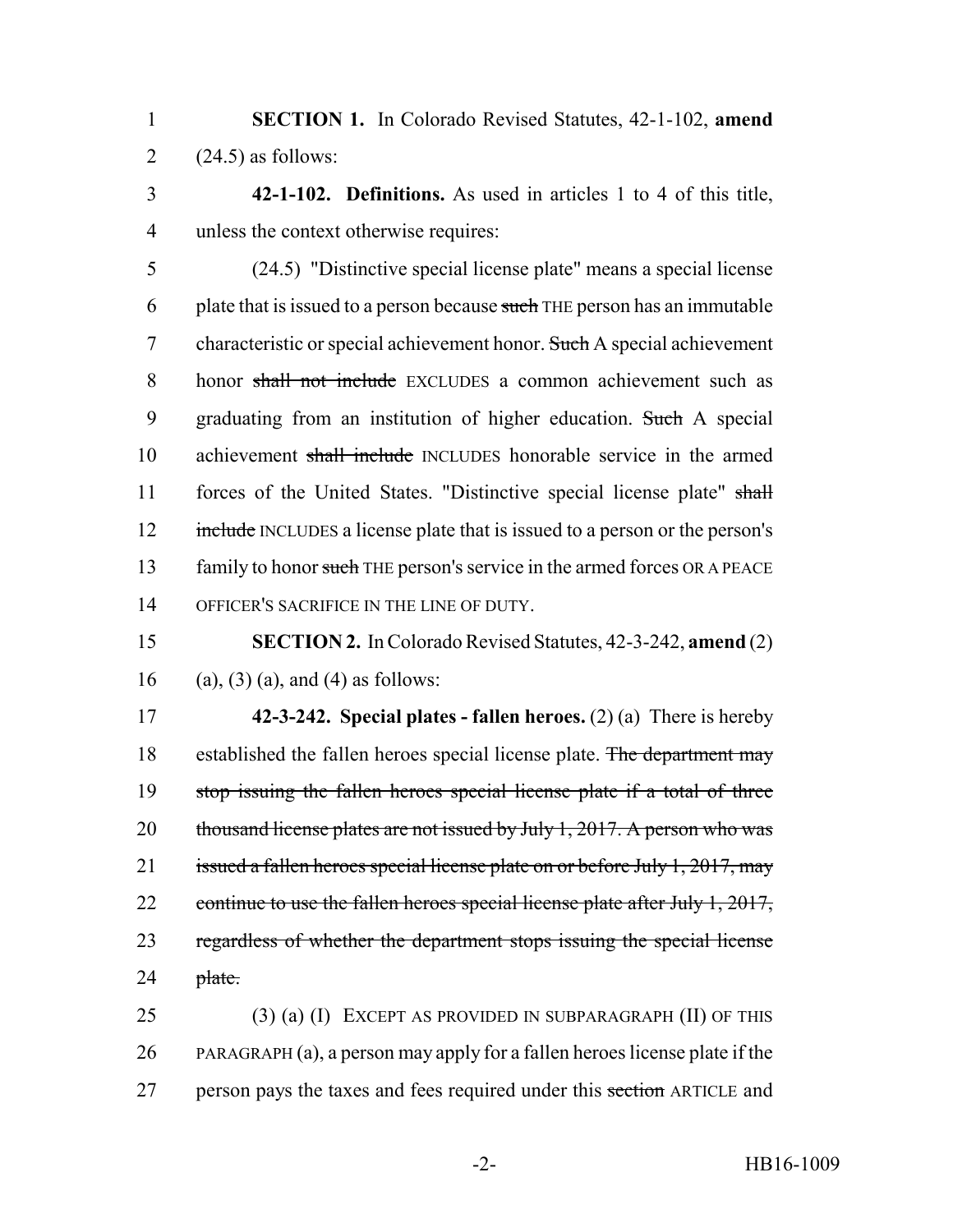**SECTION 1.** In Colorado Revised Statutes, 42-1-102, **amend** (24.5) as follows:

**42-1-102. Definitions.** As used in articles 1 to 4 of this title, unless the context otherwise requires:

(24.5) "Distinctive special license plate" means a special license plate that is issued to a person because ~~such~~ THE person has an immutable characteristic or special achievement honor. ~~Such~~ A special achievement honor ~~shall not include~~ EXCLUDES a common achievement such as graduating from an institution of higher education. ~~Such~~ A special achievement ~~shall include~~ INCLUDES honorable service in the armed forces of the United States. "Distinctive special license plate" ~~shall include~~ INCLUDES a license plate that is issued to a person or the person's family to honor ~~such~~ THE person's service in the armed forces OR A PEACE OFFICER'S SACRIFICE IN THE LINE OF DUTY.

**SECTION 2.** In Colorado Revised Statutes, 42-3-242, **amend** (2) (a), (3) (a), and (4) as follows:

**42-3-242. Special plates - fallen heroes.** (2) (a) There is hereby established the fallen heroes special license plate. ~~The department may stop issuing the fallen heroes special license plate if a total of three thousand license plates are not issued by July 1, 2017. A person who was issued a fallen heroes special license plate on or before July 1, 2017, may continue to use the fallen heroes special license plate after July 1, 2017, regardless of whether the department stops issuing the special license plate.~~

(3) (a) (I) EXCEPT AS PROVIDED IN SUBPARAGRAPH (II) OF THIS PARAGRAPH (a), a person may apply for a fallen heroes license plate if the person pays the taxes and fees required under this ~~section~~ ARTICLE and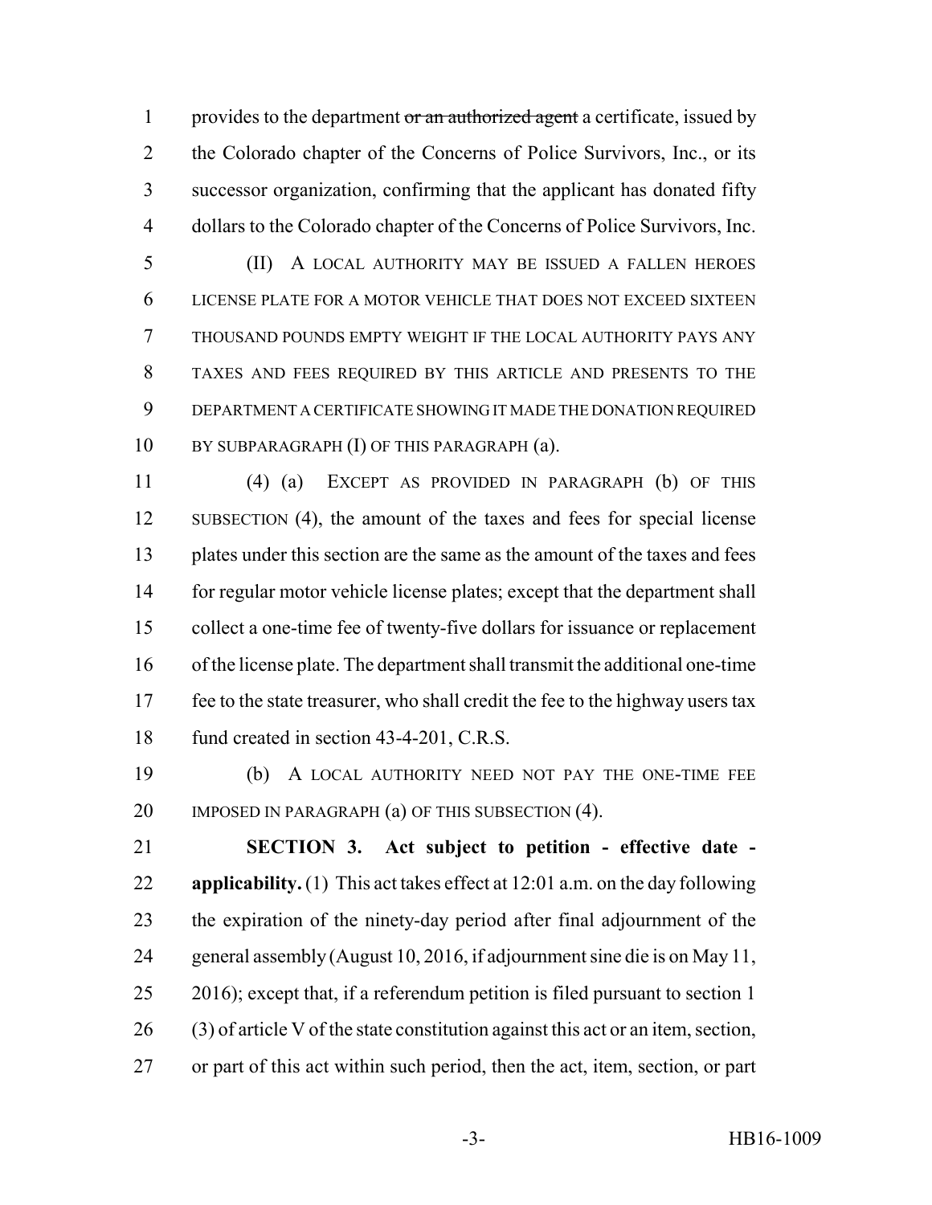provides to the department ~~or an authorized agent~~ a certificate, issued by the Colorado chapter of the Concerns of Police Survivors, Inc., or its successor organization, confirming that the applicant has donated fifty dollars to the Colorado chapter of the Concerns of Police Survivors, Inc.

(II) A LOCAL AUTHORITY MAY BE ISSUED A FALLEN HEROES LICENSE PLATE FOR A MOTOR VEHICLE THAT DOES NOT EXCEED SIXTEEN THOUSAND POUNDS EMPTY WEIGHT IF THE LOCAL AUTHORITY PAYS ANY TAXES AND FEES REQUIRED BY THIS ARTICLE AND PRESENTS TO THE DEPARTMENT A CERTIFICATE SHOWING IT MADE THE DONATION REQUIRED BY SUBPARAGRAPH (I) OF THIS PARAGRAPH (a).

(4) (a) EXCEPT AS PROVIDED IN PARAGRAPH (b) OF THIS SUBSECTION (4), the amount of the taxes and fees for special license plates under this section are the same as the amount of the taxes and fees for regular motor vehicle license plates; except that the department shall collect a one-time fee of twenty-five dollars for issuance or replacement of the license plate. The department shall transmit the additional one-time fee to the state treasurer, who shall credit the fee to the highway users tax fund created in section 43-4-201, C.R.S.

(b) A LOCAL AUTHORITY NEED NOT PAY THE ONE-TIME FEE IMPOSED IN PARAGRAPH (a) OF THIS SUBSECTION (4).

**SECTION 3. Act subject to petition - effective date - applicability.** (1) This act takes effect at 12:01 a.m. on the day following the expiration of the ninety-day period after final adjournment of the general assembly (August 10, 2016, if adjournment sine die is on May 11, 2016); except that, if a referendum petition is filed pursuant to section 1 (3) of article V of the state constitution against this act or an item, section, or part of this act within such period, then the act, item, section, or part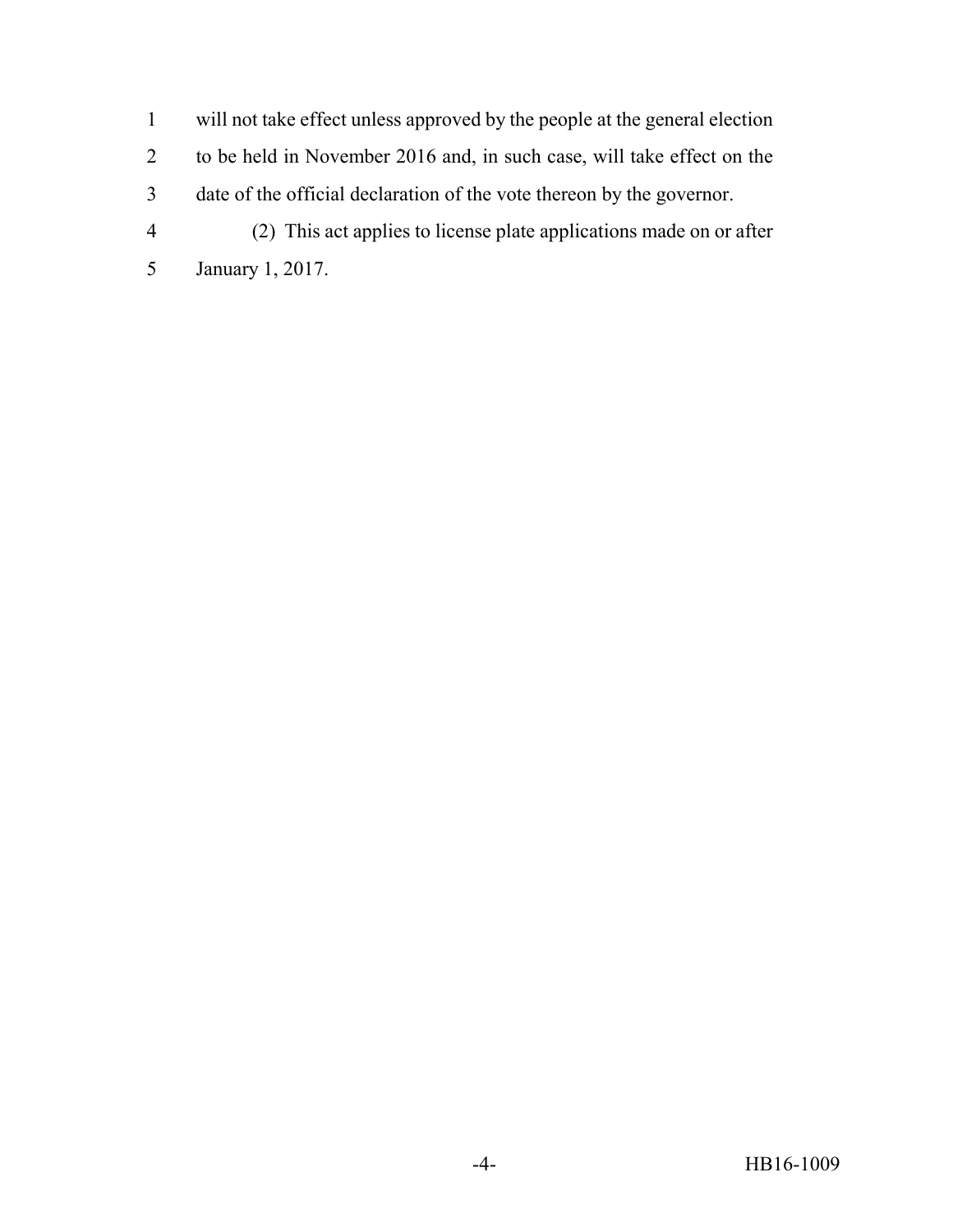will not take effect unless approved by the people at the general election to be held in November 2016 and, in such case, will take effect on the date of the official declaration of the vote thereon by the governor.

(2) This act applies to license plate applications made on or after January 1, 2017.